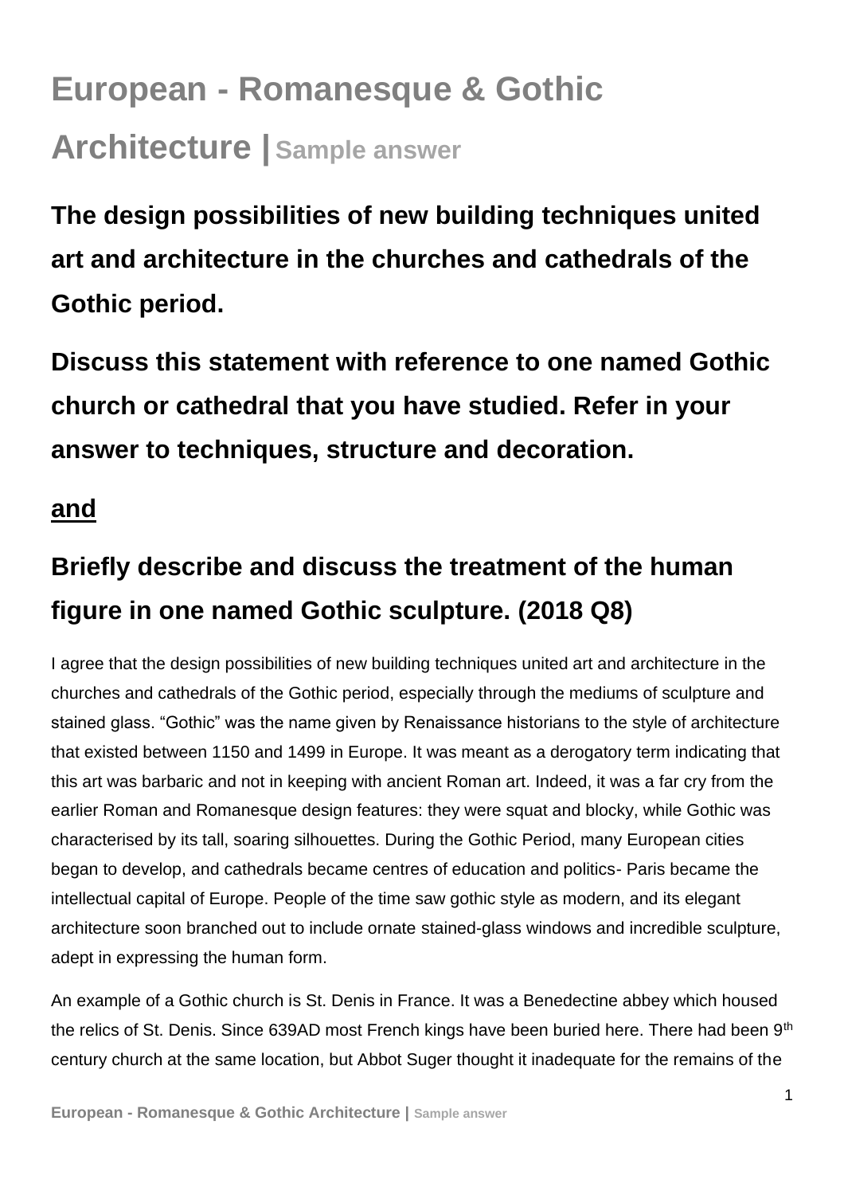# European - Romanesque & Gothic Architecture | Sample answer

## The design possibilities of new building techniques united art and architecture in the churches and cathedrals of the Gothic period.

## Discuss this statement with reference to one named Gothic church or cathedral that you have studied. Refer in your answer to techniques, structure and decoration.

### <u>and</u>

### Briefly describe and discuss the treatment of the human figure in one named Gothic sculpture. (2018 Q8)

I agree that the design possibilities of new building techniques united art and architecture in the churches and cathedrals of the Gothic period, especially through the mediums of sculpture and stained glass. "Gothic" was the name given by Renaissance historians to the style of architecture that existed between 1150 and 1499 in Europe. It was meant as a derogatory term indicating that this art was barbaric and not in keeping with ancient Roman art. Indeed, it was a far cry from the earlier Roman and Romanesque design features: they were squat and blocky, while Gothic was characterised by its tall, soaring silhouettes. During the Gothic Period, many European cities began to develop, and cathedrals became centres of education and politics- Paris became the intellectual capital of Europe. People of the time saw gothic style as modern, and its elegant architecture soon branched out to include ornate stained-glass windows and incredible sculpture, adept in expressing the human form.

An example of a Gothic church is St. Denis in France. It was a Benedectine abbey which housed the relics of St. Denis. Since 639AD most French kings have been buried here. There had been 9th century church at the same location, but Abbot Suger thought it inadequate for the remains of the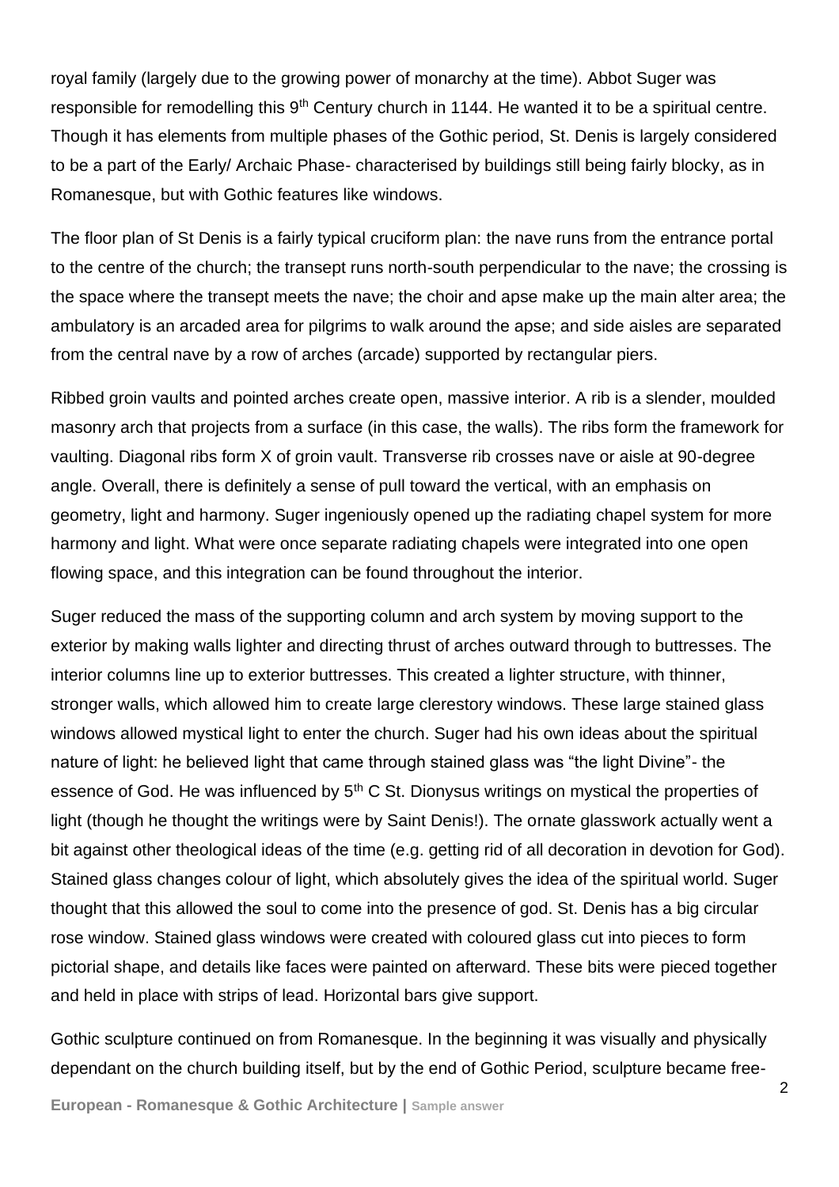royal family (largely due to the growing power of monarchy at the time). Abbot Suger was responsible for remodelling this 9th Century church in 1144. He wanted it to be a spiritual centre. Though it has elements from multiple phases of the Gothic period, St. Denis is largely considered to be a part of the Early/ Archaic Phase- characterised by buildings still being fairly blocky, as in Romanesque, but with Gothic features like windows.

The floor plan of St Denis is a fairly typical cruciform plan: the nave runs from the entrance portal to the centre of the church; the transept runs north-south perpendicular to the nave; the crossing is the space where the transept meets the nave; the choir and apse make up the main alter area; the ambulatory is an arcaded area for pilgrims to walk around the apse; and side aisles are separated from the central nave by a row of arches (arcade) supported by rectangular piers.

Ribbed groin vaults and pointed arches create open, massive interior. A rib is a slender, moulded masonry arch that projects from a surface (in this case, the walls). The ribs form the framework for vaulting. Diagonal ribs form X of groin vault. Transverse rib crosses nave or aisle at 90-degree angle. Overall, there is definitely a sense of pull toward the vertical, with an emphasis on geometry, light and harmony. Suger ingeniously opened up the radiating chapel system for more harmony and light. What were once separate radiating chapels were integrated into one open flowing space, and this integration can be found throughout the interior.

Suger reduced the mass of the supporting column and arch system by moving support to the exterior by making walls lighter and directing thrust of arches outward through to buttresses. The interior columns line up to exterior buttresses. This created a lighter structure, with thinner, stronger walls, which allowed him to create large clerestory windows. These large stained glass windows allowed mystical light to enter the church. Suger had his own ideas about the spiritual nature of light: he believed light that came through stained glass was "the light Divine"- the essence of God. He was influenced by 5th C St. Dionysus writings on mystical the properties of light (though he thought the writings were by Saint Denis!). The ornate glasswork actually went a bit against other theological ideas of the time (e.g. getting rid of all decoration in devotion for God). Stained glass changes colour of light, which absolutely gives the idea of the spiritual world. Suger thought that this allowed the soul to come into the presence of god. St. Denis has a big circular rose window. Stained glass windows were created with coloured glass cut into pieces to form pictorial shape, and details like faces were painted on afterward. These bits were pieced together and held in place with strips of lead. Horizontal bars give support.

Gothic sculpture continued on from Romanesque. In the beginning it was visually and physically dependant on the church building itself, but by the end of Gothic Period, sculpture became free-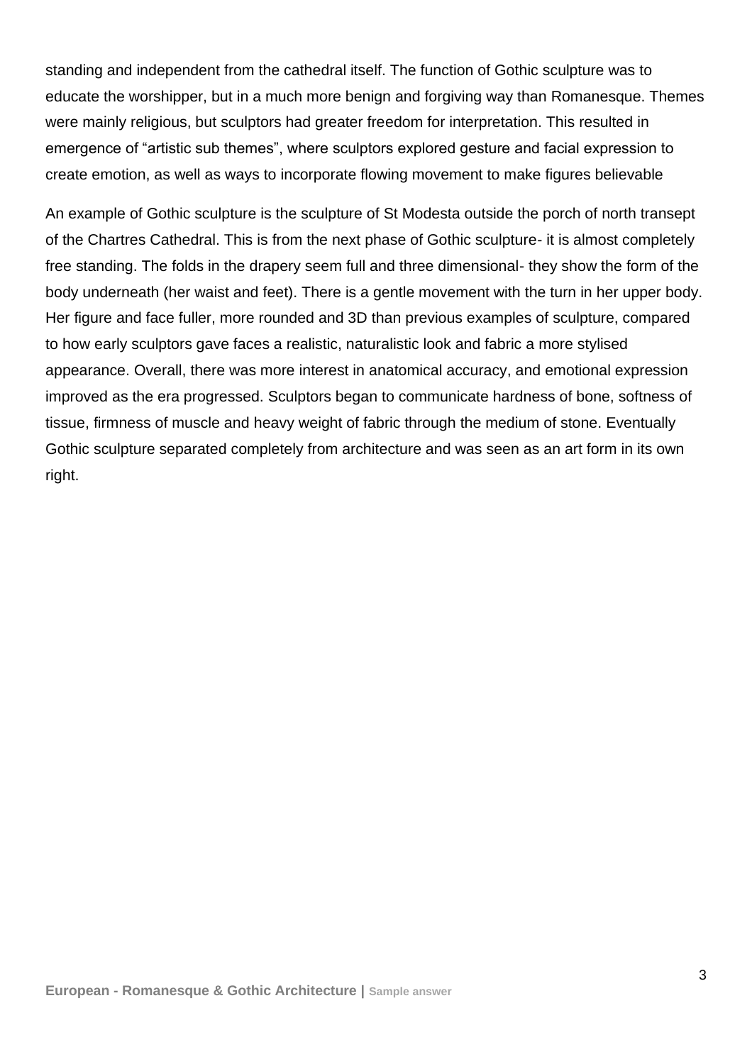standing and independent from the cathedral itself. The function of Gothic sculpture was to educate the worshipper, but in a much more benign and forgiving way than Romanesque. Themes were mainly religious, but sculptors had greater freedom for interpretation. This resulted in emergence of “artistic sub themes”, where sculptors explored gesture and facial expression to create emotion, as well as ways to incorporate flowing movement to make figures believable

An example of Gothic sculpture is the sculpture of St Modesta outside the porch of north transept of the Chartres Cathedral. This is from the next phase of Gothic sculpture- it is almost completely free standing. The folds in the drapery seem full and three dimensional- they show the form of the body underneath (her waist and feet). There is a gentle movement with the turn in her upper body. Her figure and face fuller, more rounded and 3D than previous examples of sculpture, compared to how early sculptors gave faces a realistic, naturalistic look and fabric a more stylised appearance. Overall, there was more interest in anatomical accuracy, and emotional expression improved as the era progressed. Sculptors began to communicate hardness of bone, softness of tissue, firmness of muscle and heavy weight of fabric through the medium of stone. Eventually Gothic sculpture separated completely from architecture and was seen as an art form in its own right.